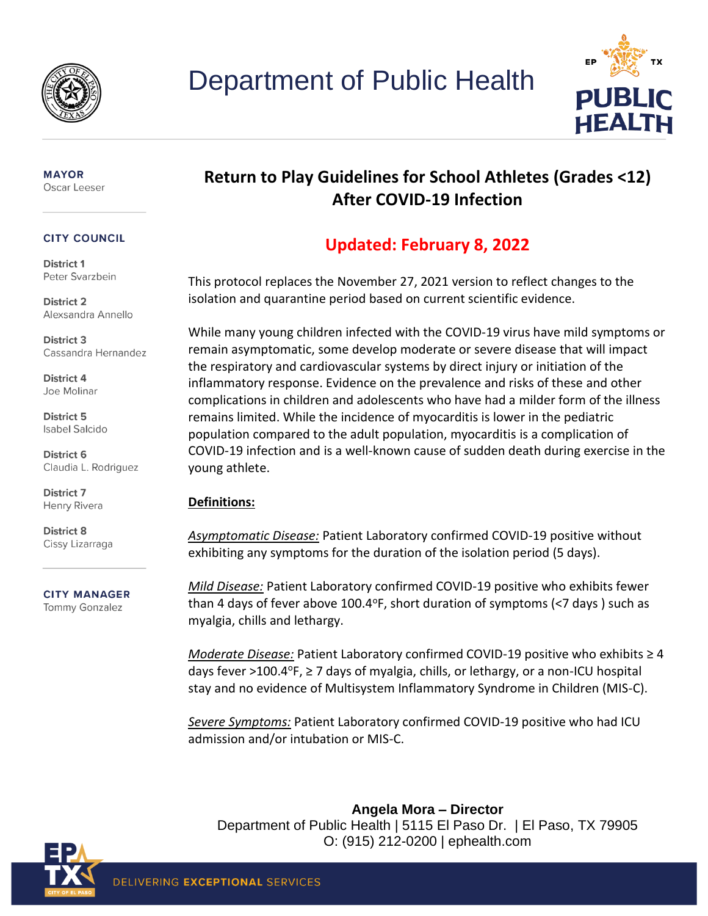# Department of Public Health

**MAYOR**
Oscar Leeser

**CITY COUNCIL**

**District 1**
Peter Svarzbein

**District 2**
Alexsandra Annello

**District 3**
Cassandra Hernandez

**District 4**
Joe Molinar

**District 5**
Isabel Salcido

**District 6**
Claudia L. Rodriguez

**District 7**
Henry Rivera

**District 8**
Cissy Lizarraga

**CITY MANAGER**
Tommy Gonzalez

## Return to Play Guidelines for School Athletes (Grades <12) After COVID-19 Infection

**Updated: February 8, 2022**

This protocol replaces the November 27, 2021 version to reflect changes to the isolation and quarantine period based on current scientific evidence.

While many young children infected with the COVID-19 virus have mild symptoms or remain asymptomatic, some develop moderate or severe disease that will impact the respiratory and cardiovascular systems by direct injury or initiation of the inflammatory response. Evidence on the prevalence and risks of these and other complications in children and adolescents who have had a milder form of the illness remains limited. While the incidence of myocarditis is lower in the pediatric population compared to the adult population, myocarditis is a complication of COVID-19 infection and is a well-known cause of sudden death during exercise in the young athlete.

**Definitions:**

*Asymptomatic Disease:* Patient Laboratory confirmed COVID-19 positive without exhibiting any symptoms for the duration of the isolation period (5 days).

*Mild Disease:* Patient Laboratory confirmed COVID-19 positive who exhibits fewer than 4 days of fever above 100.4°F, short duration of symptoms (<7 days ) such as myalgia, chills and lethargy.

*Moderate Disease:* Patient Laboratory confirmed COVID-19 positive who exhibits ≥ 4 days fever >100.4°F, ≥ 7 days of myalgia, chills, or lethargy, or a non-ICU hospital stay and no evidence of Multisystem Inflammatory Syndrome in Children (MIS-C).

*Severe Symptoms:* Patient Laboratory confirmed COVID-19 positive who had ICU admission and/or intubation or MIS-C.

**Angela Mora – Director**
Department of Public Health | 5115 El Paso Dr. | El Paso, TX 79905
O: (915) 212-0200 | ephealth.com

DELIVERING **EXCEPTIONAL** SERVICES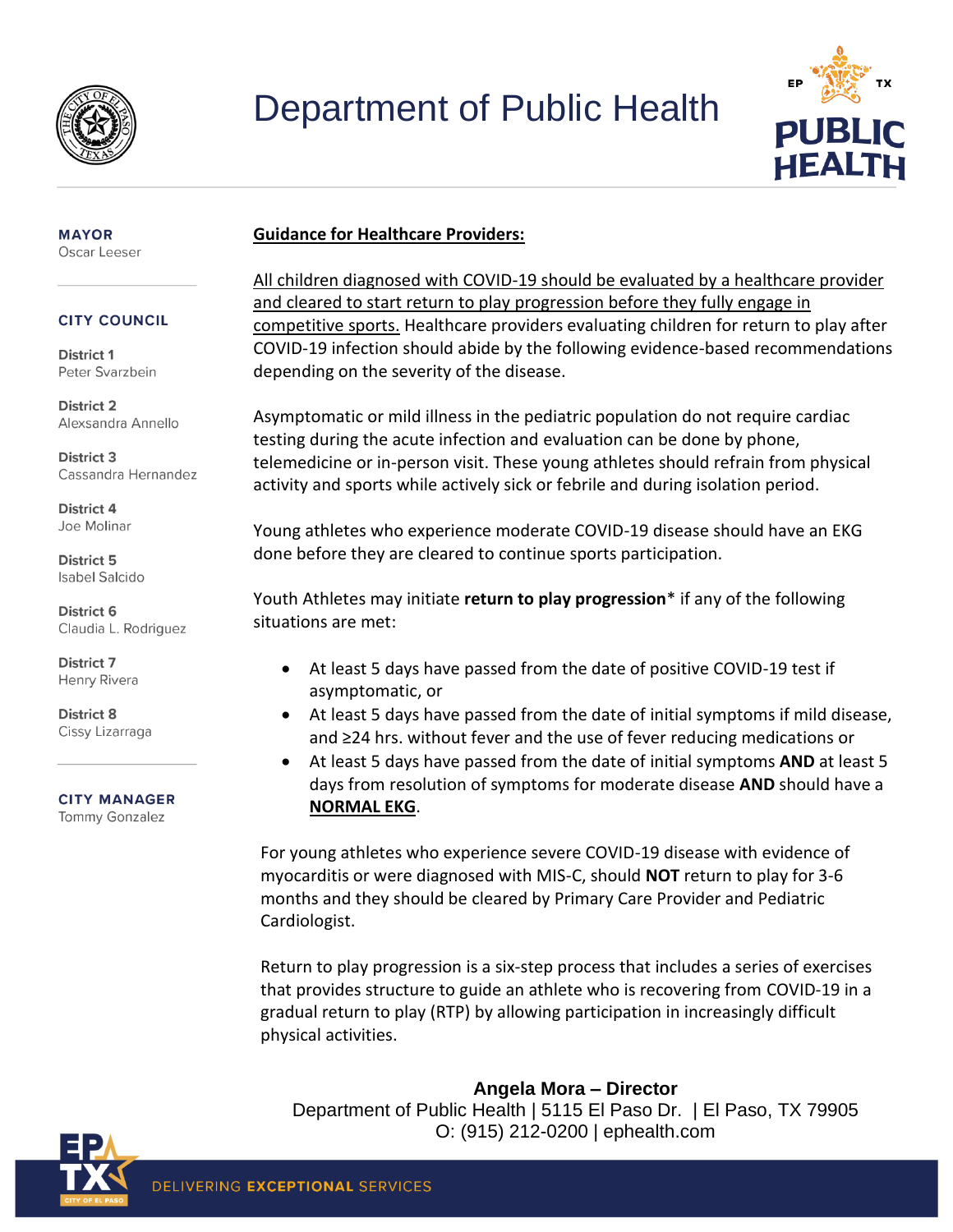# Department of Public Health

**MAYOR**
Oscar Leeser

**CITY COUNCIL**

**District 1**
Peter Svarzbein

**District 2**
Alexsandra Annello

**District 3**
Cassandra Hernandez

**District 4**
Joe Molinar

**District 5**
Isabel Salcido

**District 6**
Claudia L. Rodriguez

**District 7**
Henry Rivera

**District 8**
Cissy Lizarraga

**CITY MANAGER**
Tommy Gonzalez

## Guidance for Healthcare Providers:

All children diagnosed with COVID-19 should be evaluated by a healthcare provider and cleared to start return to play progression before they fully engage in competitive sports. Healthcare providers evaluating children for return to play after COVID-19 infection should abide by the following evidence-based recommendations depending on the severity of the disease.

Asymptomatic or mild illness in the pediatric population do not require cardiac testing during the acute infection and evaluation can be done by phone, telemedicine or in-person visit. These young athletes should refrain from physical activity and sports while actively sick or febrile and during isolation period.

Young athletes who experience moderate COVID-19 disease should have an EKG done before they are cleared to continue sports participation.

Youth Athletes may initiate **return to play progression*** if any of the following situations are met:

- At least 5 days have passed from the date of positive COVID-19 test if asymptomatic, or
- At least 5 days have passed from the date of initial symptoms if mild disease, and ≥24 hrs. without fever and the use of fever reducing medications or
- At least 5 days have passed from the date of initial symptoms **AND** at least 5 days from resolution of symptoms for moderate disease **AND** should have a **NORMAL EKG**.

For young athletes who experience severe COVID-19 disease with evidence of myocarditis or were diagnosed with MIS-C, should **NOT** return to play for 3-6 months and they should be cleared by Primary Care Provider and Pediatric Cardiologist.

Return to play progression is a six-step process that includes a series of exercises that provides structure to guide an athlete who is recovering from COVID-19 in a gradual return to play (RTP) by allowing participation in increasingly difficult physical activities.

**Angela Mora – Director**
Department of Public Health | 5115 El Paso Dr. | El Paso, TX 79905
O: (915) 212-0200 | ephealth.com

DELIVERING **EXCEPTIONAL** SERVICES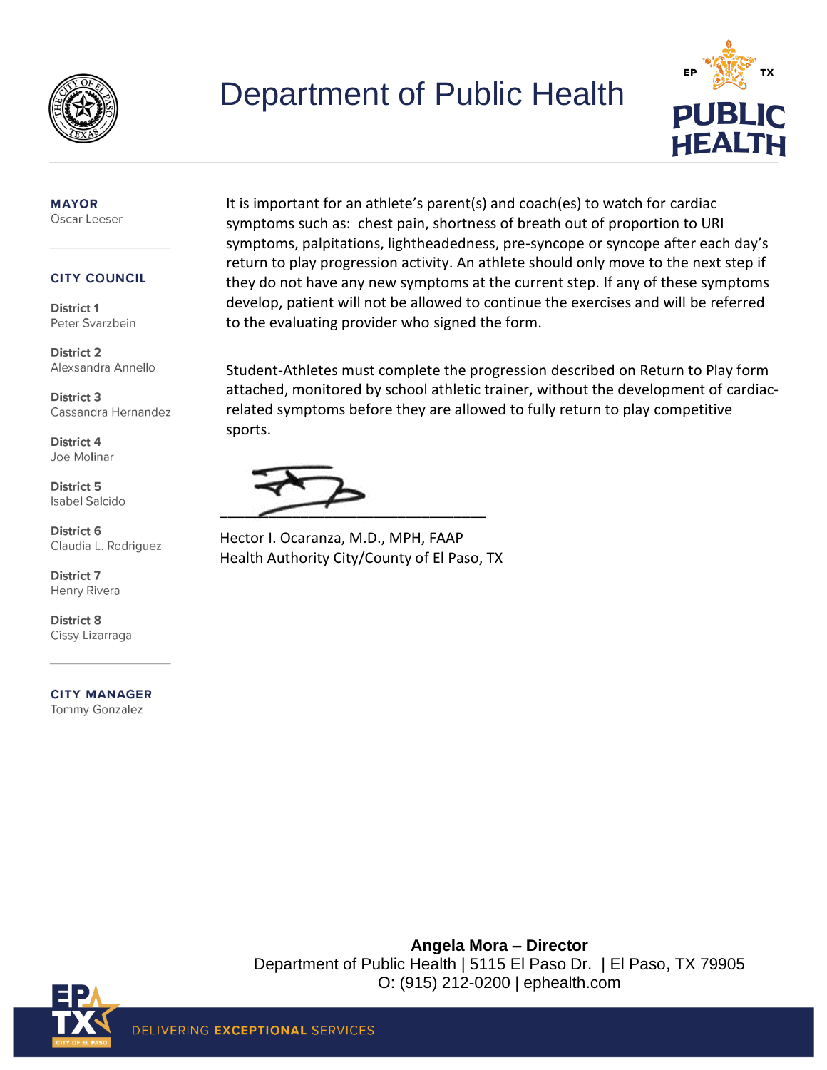# Department of Public Health

**MAYOR**
Oscar Leeser

**CITY COUNCIL**

**District 1**
Peter Svarzbein

**District 2**
Alexsandra Annello

**District 3**
Cassandra Hernandez

**District 4**
Joe Molinar

**District 5**
Isabel Salcido

**District 6**
Claudia L. Rodriguez

**District 7**
Henry Rivera

**District 8**
Cissy Lizarraga

**CITY MANAGER**
Tommy Gonzalez

It is important for an athlete's parent(s) and coach(es) to watch for cardiac symptoms such as: chest pain, shortness of breath out of proportion to URI symptoms, palpitations, lightheadedness, pre-syncope or syncope after each day's return to play progression activity. An athlete should only move to the next step if they do not have any new symptoms at the current step. If any of these symptoms develop, patient will not be allowed to continue the exercises and will be referred to the evaluating provider who signed the form.

Student-Athletes must complete the progression described on Return to Play form attached, monitored by school athletic trainer, without the development of cardiac-related symptoms before they are allowed to fully return to play competitive sports.

_________________________________

Hector I. Ocaranza, M.D., MPH, FAAP
Health Authority City/County of El Paso, TX

**Angela Mora – Director**
Department of Public Health | 5115 El Paso Dr. | El Paso, TX 79905
O: (915) 212-0200 | ephealth.com

DELIVERING **EXCEPTIONAL** SERVICES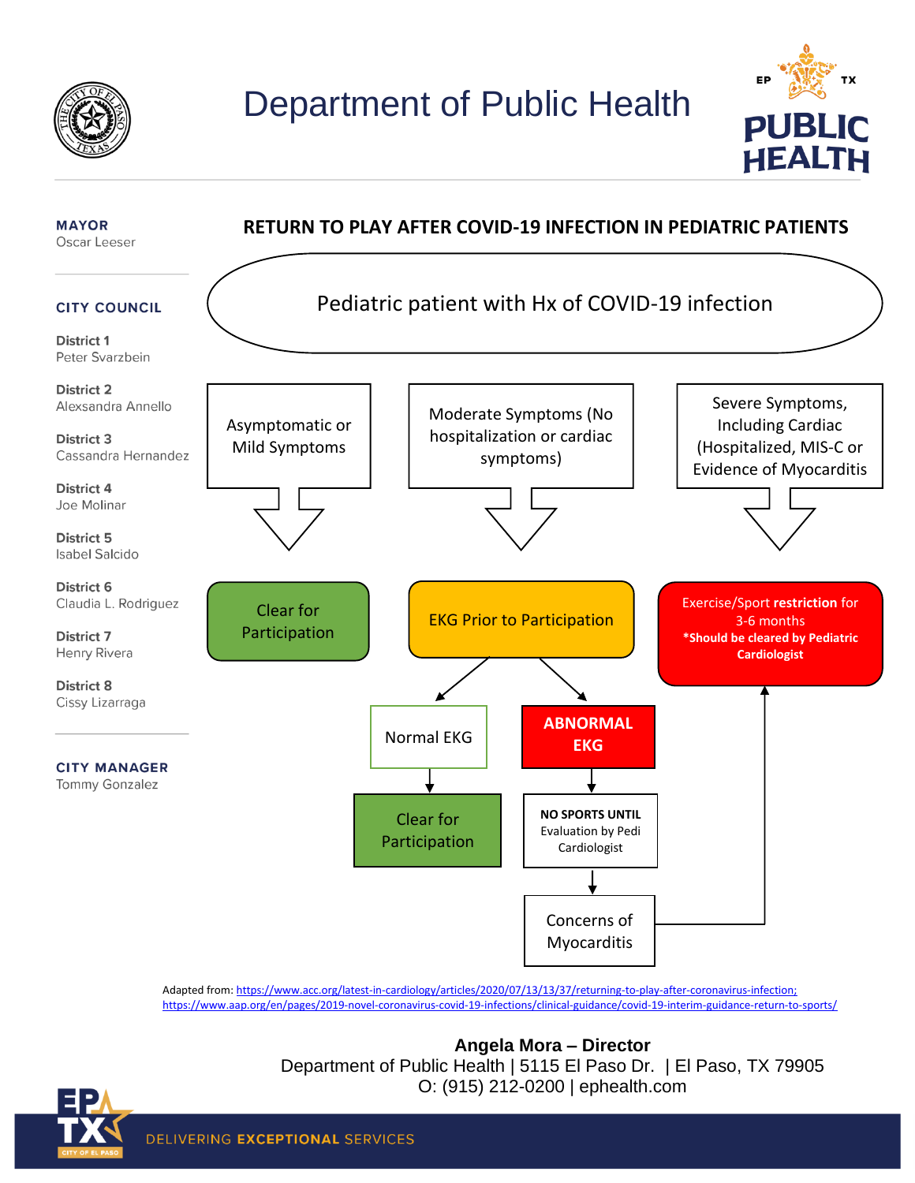# Department of Public Health

**MAYOR**
Oscar Leeser

**CITY COUNCIL**

**District 1**
Peter Svarzbein

**District 2**
Alexsandra Annello

**District 3**
Cassandra Hernandez

**District 4**
Joe Molinar

**District 5**
Isabel Salcido

**District 6**
Claudia L. Rodriguez

**District 7**
Henry Rivera

**District 8**
Cissy Lizarraga

**CITY MANAGER**
Tommy Gonzalez

## RETURN TO PLAY AFTER COVID-19 INFECTION IN PEDIATRIC PATIENTS

Pediatric patient with Hx of COVID-19 infection

- Asymptomatic or Mild Symptoms → Clear for Participation
- Moderate Symptoms (No hospitalization or cardiac symptoms) → EKG Prior to Participation
  - Normal EKG → Clear for Participation
  - ABNORMAL EKG → NO SPORTS UNTIL Evaluation by Pedi Cardiologist → Concerns of Myocarditis → Exercise/Sport restriction for 3-6 months
- Severe Symptoms, Including Cardiac (Hospitalized, MIS-C or Evidence of Myocarditis → Exercise/Sport **restriction** for 3-6 months **\*Should be cleared by Pediatric Cardiologist**

Adapted from: https://www.acc.org/latest-in-cardiology/articles/2020/07/13/13/37/returning-to-play-after-coronavirus-infection; https://www.aap.org/en/pages/2019-novel-coronavirus-covid-19-infections/clinical-guidance/covid-19-interim-guidance-return-to-sports/

**Angela Mora – Director**
Department of Public Health | 5115 El Paso Dr. | El Paso, TX 79905
O: (915) 212-0200 | ephealth.com

DELIVERING **EXCEPTIONAL** SERVICES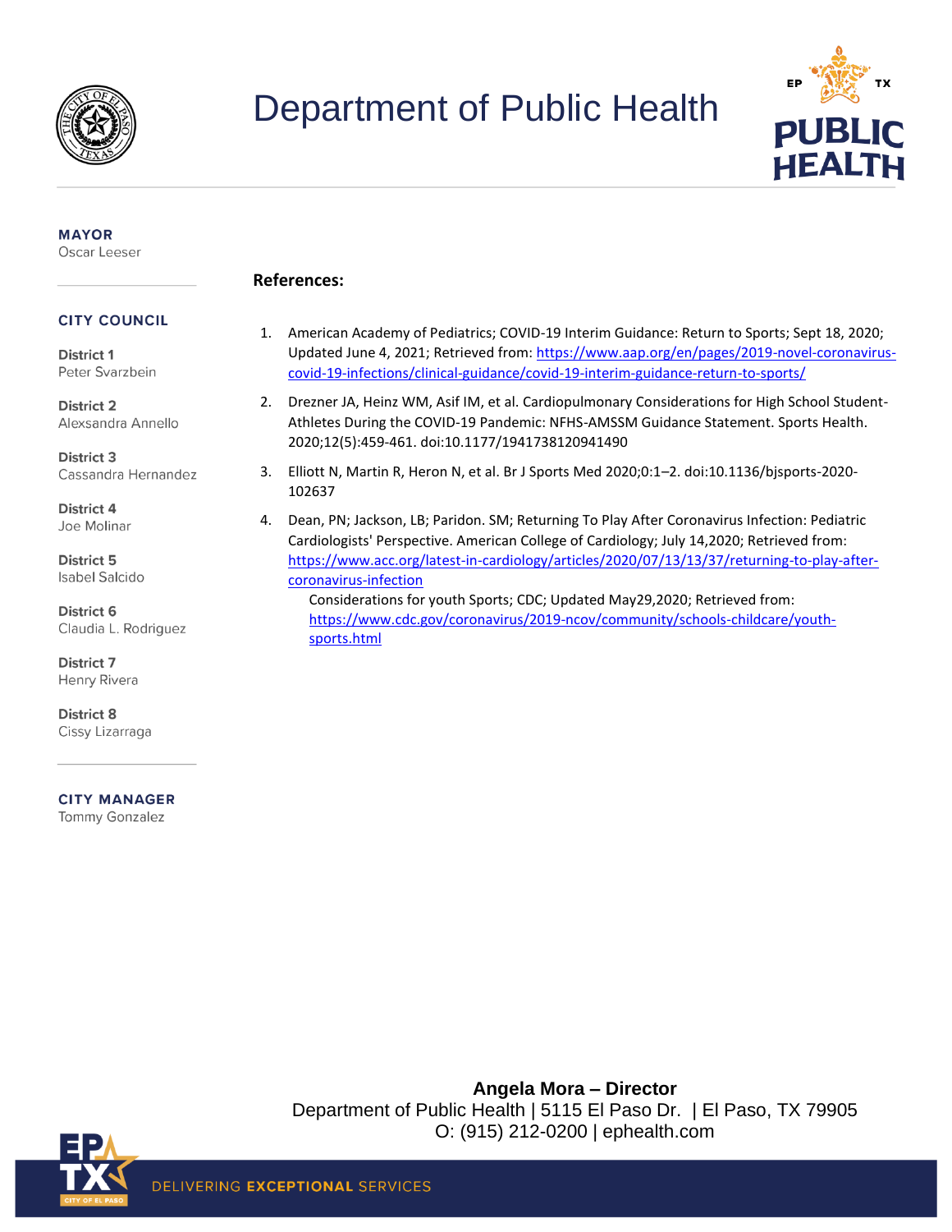**References:**

1. American Academy of Pediatrics; COVID-19 Interim Guidance: Return to Sports; Sept 18, 2020; Updated June 4, 2021; Retrieved from: https://www.aap.org/en/pages/2019-novel-coronavirus-covid-19-infections/clinical-guidance/covid-19-interim-guidance-return-to-sports/
2. Drezner JA, Heinz WM, Asif IM, et al. Cardiopulmonary Considerations for High School Student-Athletes During the COVID-19 Pandemic: NFHS-AMSSM Guidance Statement. Sports Health. 2020;12(5):459-461. doi:10.1177/1941738120941490
3. Elliott N, Martin R, Heron N, et al. Br J Sports Med 2020;0:1–2. doi:10.1136/bjsports-2020-102637
4. Dean, PN; Jackson, LB; Paridon. SM; Returning To Play After Coronavirus Infection: Pediatric Cardiologists' Perspective. American College of Cardiology; July 14,2020; Retrieved from: https://www.acc.org/latest-in-cardiology/articles/2020/07/13/13/37/returning-to-play-after-coronavirus-infection

   Considerations for youth Sports; CDC; Updated May29,2020; Retrieved from: https://www.cdc.gov/coronavirus/2019-ncov/community/schools-childcare/youth-sports.html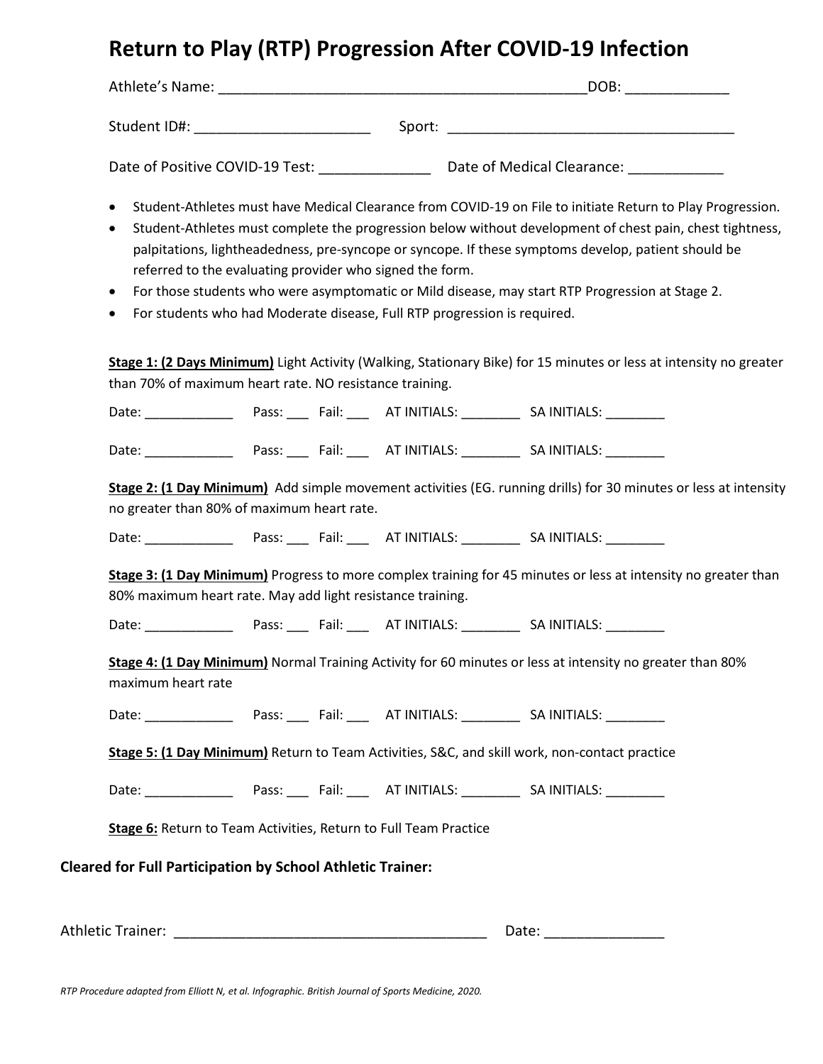# Return to Play (RTP) Progression After COVID-19 Infection

Athlete's Name: _______________________________________________DOB: ____________

Student ID#: ______________________ Sport: ____________________________________

Date of Positive COVID-19 Test: ______________ Date of Medical Clearance: ____________

- Student-Athletes must have Medical Clearance from COVID-19 on File to initiate Return to Play Progression.
- Student-Athletes must complete the progression below without development of chest pain, chest tightness, palpitations, lightheadedness, pre-syncope or syncope. If these symptoms develop, patient should be referred to the evaluating provider who signed the form.
- For those students who were asymptomatic or Mild disease, may start RTP Progression at Stage 2.
- For students who had Moderate disease, Full RTP progression is required.

**Stage 1: (2 Days Minimum)** Light Activity (Walking, Stationary Bike) for 15 minutes or less at intensity no greater than 70% of maximum heart rate. NO resistance training.

Date: ____________ Pass: ___ Fail: ___ AT INITIALS: ________ SA INITIALS: ________

Date: ____________ Pass: ___ Fail: ___ AT INITIALS: ________ SA INITIALS: ________

**Stage 2: (1 Day Minimum)** Add simple movement activities (EG. running drills) for 30 minutes or less at intensity no greater than 80% of maximum heart rate.

Date: ____________ Pass: ___ Fail: ___ AT INITIALS: ________ SA INITIALS: ________

**Stage 3: (1 Day Minimum)** Progress to more complex training for 45 minutes or less at intensity no greater than 80% maximum heart rate. May add light resistance training.

Date: ____________ Pass: ___ Fail: ___ AT INITIALS: ________ SA INITIALS: ________

**Stage 4: (1 Day Minimum)** Normal Training Activity for 60 minutes or less at intensity no greater than 80% maximum heart rate

Date: ____________ Pass: ___ Fail: ___ AT INITIALS: ________ SA INITIALS: ________

**Stage 5: (1 Day Minimum)** Return to Team Activities, S&C, and skill work, non-contact practice

Date: ____________ Pass: ___ Fail: ___ AT INITIALS: ________ SA INITIALS: ________

**Stage 6:** Return to Team Activities, Return to Full Team Practice

**Cleared for Full Participation by School Athletic Trainer:**

Athletic Trainer: _______________________________________ Date: _______________

*RTP Procedure adapted from Elliott N, et al. Infographic. British Journal of Sports Medicine, 2020.*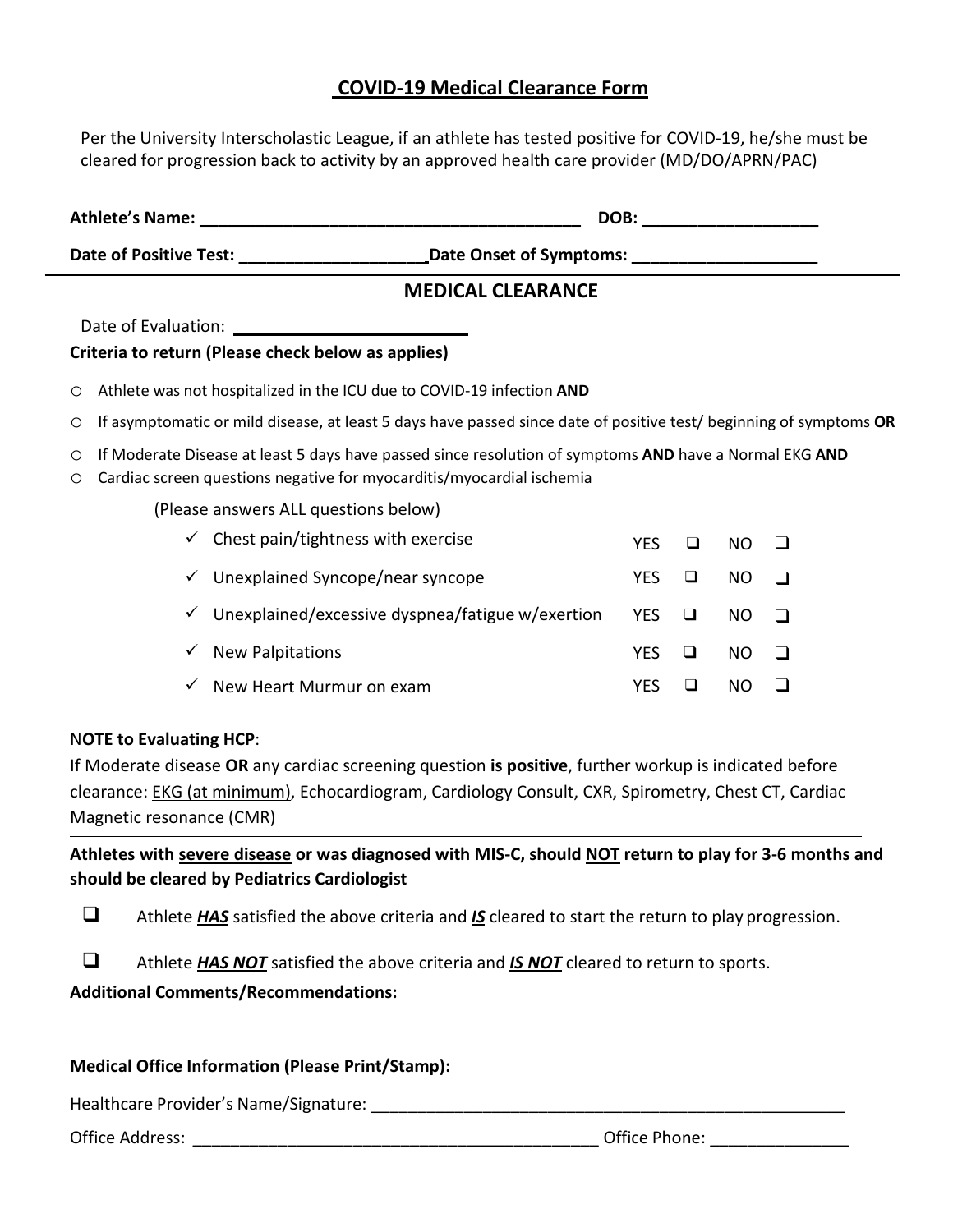# COVID-19 Medical Clearance Form

Per the University Interscholastic League, if an athlete has tested positive for COVID-19, he/she must be cleared for progression back to activity by an approved health care provider (MD/DO/APRN/PAC)

**Athlete's Name:** ____________________________________________ **DOB:** ____________________

**Date of Positive Test:** ____________________ **Date Onset of Symptoms:** ____________________

## MEDICAL CLEARANCE

Date of Evaluation: ____________________________

**Criteria to return (Please check below as applies)**

- ○ Athlete was not hospitalized in the ICU due to COVID-19 infection **AND**
- ○ If asymptomatic or mild disease, at least 5 days have passed since date of positive test/ beginning of symptoms **OR**
- ○ If Moderate Disease at least 5 days have passed since resolution of symptoms **AND** have a Normal EKG **AND**
- ○ Cardiac screen questions negative for myocarditis/myocardial ischemia

(Please answers ALL questions below)

| | | |
|---|---|---|
| ✓ Chest pain/tightness with exercise | YES ❑ | NO ❑ |
| ✓ Unexplained Syncope/near syncope | YES ❑ | NO ❑ |
| ✓ Unexplained/excessive dyspnea/fatigue w/exertion | YES ❑ | NO ❑ |
| ✓ New Palpitations | YES ❑ | NO ❑ |
| ✓ New Heart Murmur on exam | YES ❑ | NO ❑ |

**NOTE to Evaluating HCP**:

If Moderate disease **OR** any cardiac screening question **is positive**, further workup is indicated before clearance: EKG (at minimum), Echocardiogram, Cardiology Consult, CXR, Spirometry, Chest CT, Cardiac Magnetic resonance (CMR)

**Athletes with severe disease or was diagnosed with MIS-C, should NOT return to play for 3-6 months and should be cleared by Pediatrics Cardiologist**

❑ Athlete ***HAS*** satisfied the above criteria and ***IS*** cleared to start the return to play progression.

❑ Athlete ***HAS NOT*** satisfied the above criteria and ***IS NOT*** cleared to return to sports.

**Additional Comments/Recommendations:**

**Medical Office Information (Please Print/Stamp):**

Healthcare Provider's Name/Signature: ______________________________________________________

Office Address: ______________________________________________ Office Phone: _______________